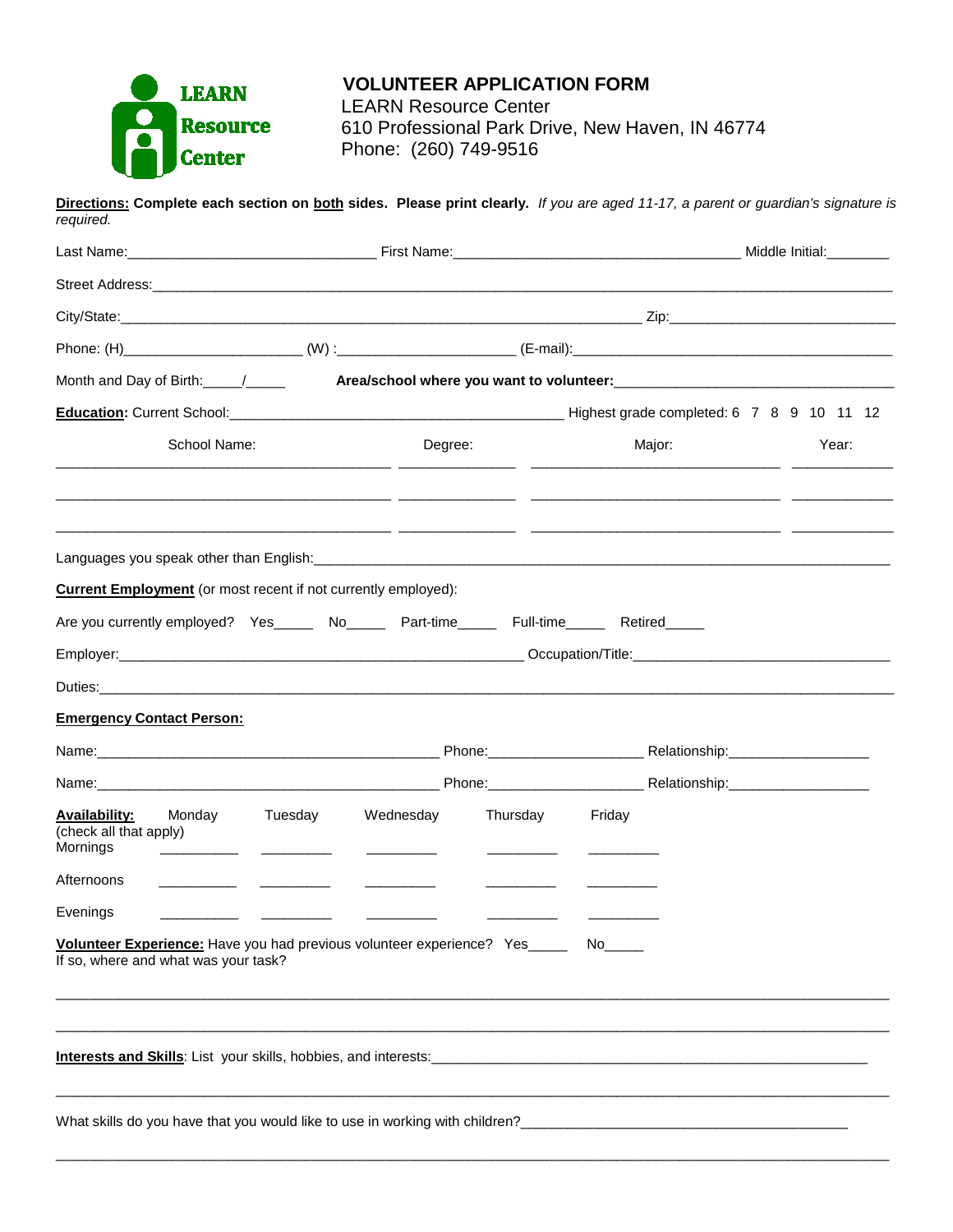LEARN Resource Center

# VOLUNTEER APPLICATION FORM

LEARN Resource Center
610 Professional Park Drive, New Haven, IN 46774
Phone: (260) 749-9516

**Directions:** **Complete each section on both sides. Please print clearly.** *If you are aged 11-17, a parent or guardian's signature is required.*

Last Name:_______________________________ First Name:____________________________________ Middle Initial:________

Street Address:___________________________________________________________________________________________

City/State:_________________________________________________________________ Zip:______________________________

Phone: (H)______________________ (W) :______________________ (E-mail):_________________________________________

Month and Day of Birth:_____/_____ **Area/school where you want to volunteer:**___________________________________

**Education:** Current School:____________________________________________ Highest grade completed: 6 7 8 9 10 11 12

| School Name: | Degree: | Major: | Year: |
|---|---|---|---|
| | | | |
| | | | |
| | | | |

Languages you speak other than English:_____________________________________________________________________

**Current Employment** (or most recent if not currently employed):

Are you currently employed? Yes_____ No_____ Part-time_____ Full-time_____ Retired_____

Employer:_____________________________________________________ Occupation/Title:__________________________________

Duties:_______________________________________________________________________________________________

**Emergency Contact Person:**

Name:______________________________________________ Phone:____________________ Relationship:__________________

Name:______________________________________________ Phone:____________________ Relationship:__________________

**Availability:** (check all that apply)

| | Monday | Tuesday | Wednesday | Thursday | Friday |
|---|---|---|---|---|---|
| Mornings | | | | | |
| Afternoons | | | | | |
| Evenings | | | | | |

**Volunteer Experience:** Have you had previous volunteer experience? Yes_____ No_____
If so, where and what was your task?

_______________________________________________________________________________________________________

_______________________________________________________________________________________________________

**Interests and Skills**: List your skills, hobbies, and interests:__________________________________________________________

_______________________________________________________________________________________________________

What skills do you have that you would like to use in working with children?__________________________________________

_______________________________________________________________________________________________________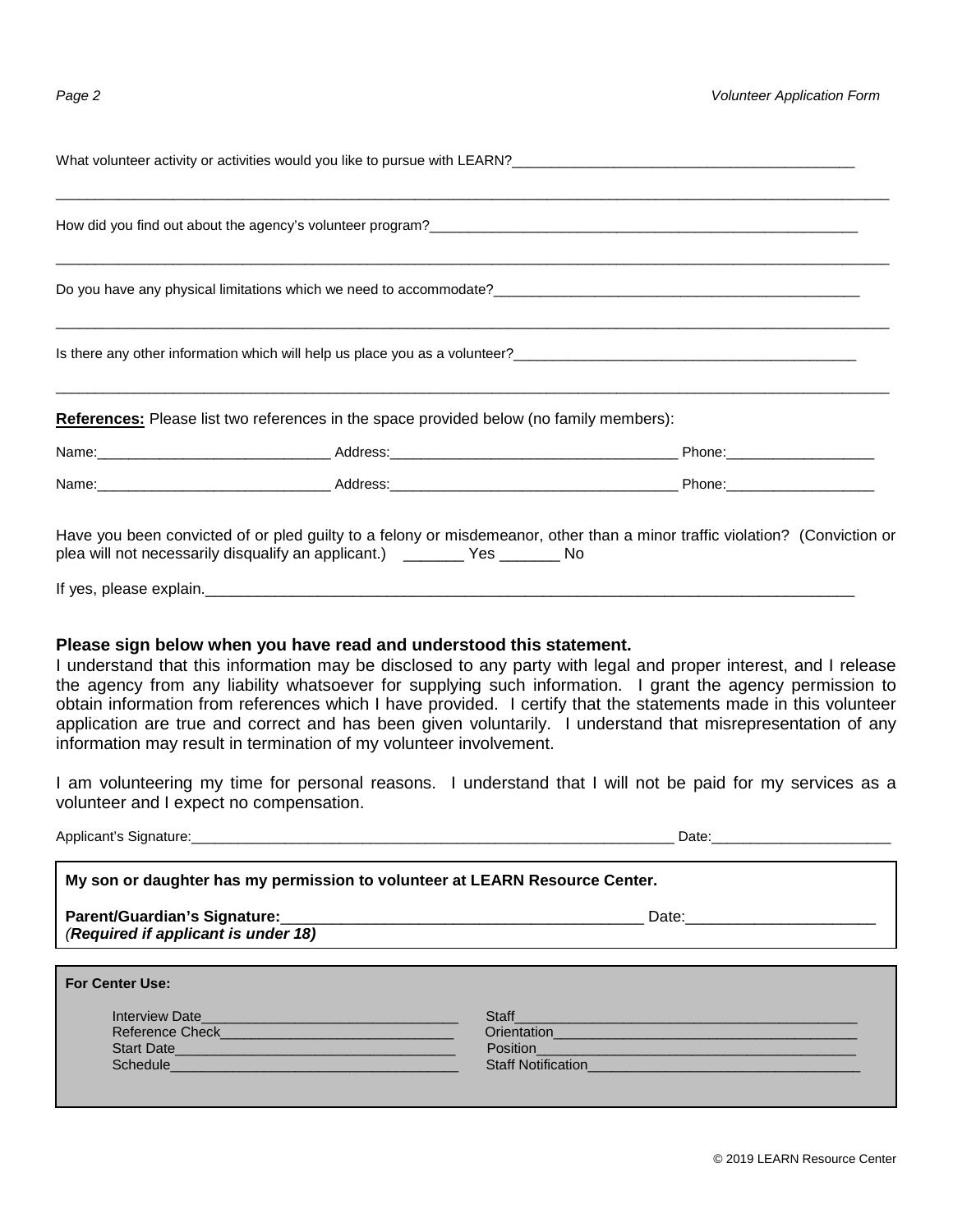What volunteer activity or activities would you like to pursue with LEARN?_____________________________________________

_____________________________________________________________________________________________________

How did you find out about the agency's volunteer program?_______________________________________________________

_____________________________________________________________________________________________________

Do you have any physical limitations which we need to accommodate?_____________________________________________

_____________________________________________________________________________________________________

Is there any other information which will help us place you as a volunteer?_____________________________________________

_____________________________________________________________________________________________________

**References:** Please list two references in the space provided below (no family members):

Name:______________________________ Address:_____________________________________ Phone:___________________

Name:______________________________ Address:_____________________________________ Phone:___________________

Have you been convicted of or pled guilty to a felony or misdemeanor, other than a minor traffic violation? (Conviction or plea will not necessarily disqualify an applicant.) _______ Yes _______ No

If yes, please explain.______________________________________________________________________________

**Please sign below when you have read and understood this statement.**

I understand that this information may be disclosed to any party with legal and proper interest, and I release the agency from any liability whatsoever for supplying such information. I grant the agency permission to obtain information from references which I have provided. I certify that the statements made in this volunteer application are true and correct and has been given voluntarily. I understand that misrepresentation of any information may result in termination of my volunteer involvement.

I am volunteering my time for personal reasons. I understand that I will not be paid for my services as a volunteer and I expect no compensation.

Applicant's Signature:_________________________________________________________________ Date:______________________

**My son or daughter has my permission to volunteer at LEARN Resource Center.**

**Parent/Guardian's Signature:**__________________________________________ Date:______________________
*(**Required if applicant is under 18)***

**For Center Use:**

Interview Date________________________________ Staff___________________________________________

Reference Check______________________________ Orientation______________________________________

Start Date___________________________________ Position________________________________________

Schedule____________________________________ Staff Notification__________________________________

© 2019 LEARN Resource Center